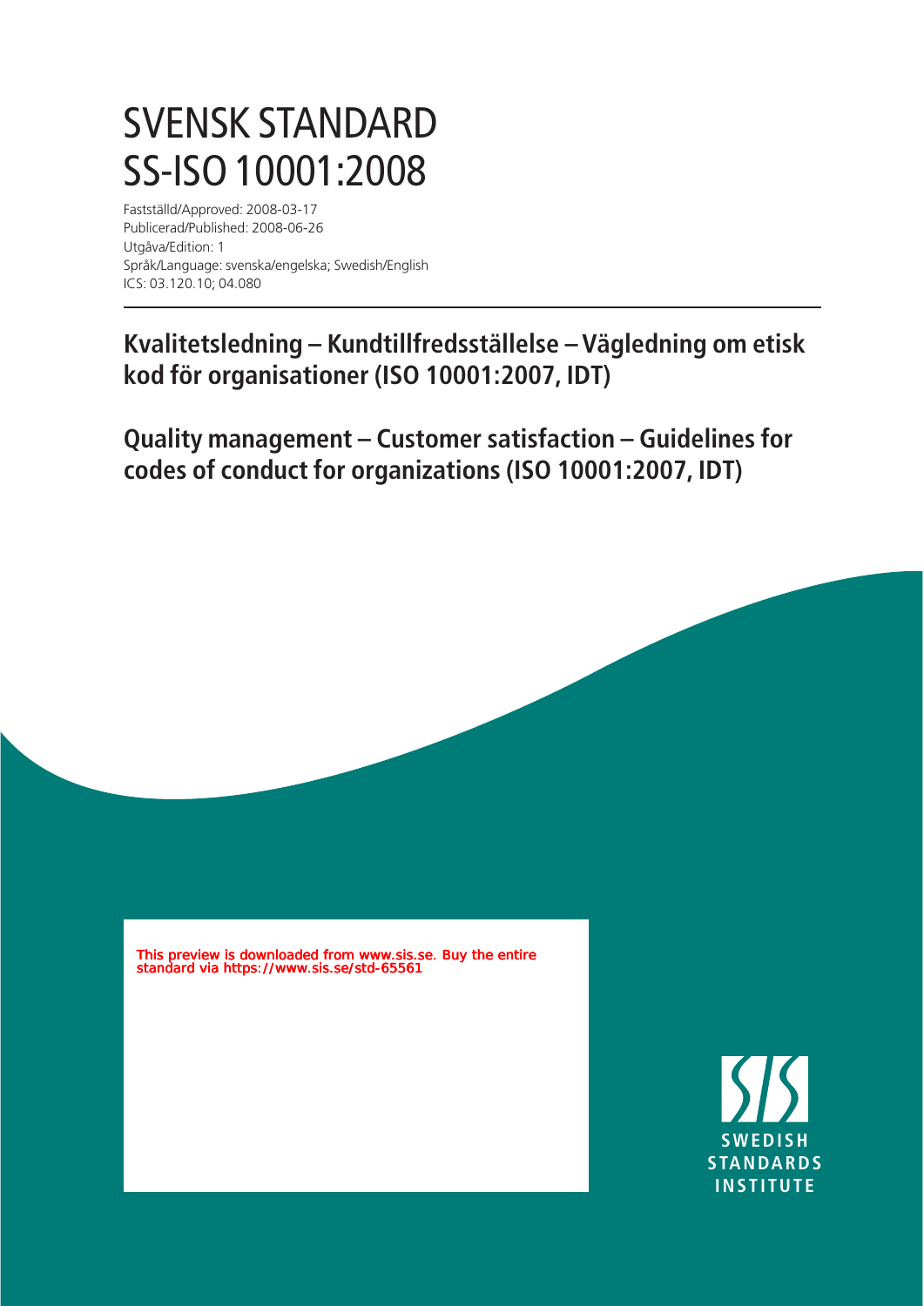# SVENSK STANDARD
# SS-ISO 10001:2008

Fastställd/Approved: 2008-03-17
Publicerad/Published: 2008-06-26
Utgåva/Edition: 1
Språk/Language: svenska/engelska; Swedish/English
ICS: 03.120.10; 04.080

## Kvalitetsledning – Kundtillfredsställelse – Vägledning om etisk kod för organisationer (ISO 10001:2007, IDT)

## Quality management – Customer satisfaction – Guidelines for codes of conduct for organizations (ISO 10001:2007, IDT)

This preview is downloaded from www.sis.se. Buy the entire standard via https://www.sis.se/std-65561

SIS
SWEDISH STANDARDS INSTITUTE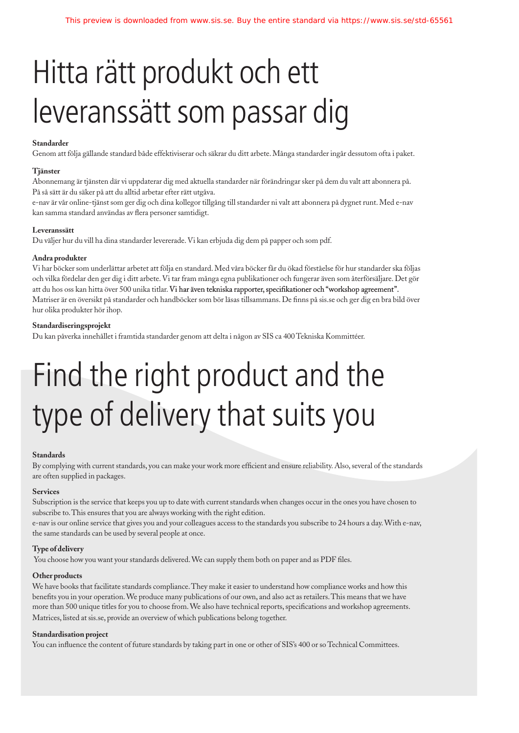# Hitta rätt produkt och ett leveranssätt som passar dig

**Standarder**

Genom att följa gällande standard både effektiviserar och säkrar du ditt arbete. Många standarder ingår dessutom ofta i paket.

**Tjänster**

Abonnemang är tjänsten där vi uppdaterar dig med aktuella standarder när förändringar sker på dem du valt att abonnera på. På så sätt är du säker på att du alltid arbetar efter rätt utgåva.

e-nav är vår online-tjänst som ger dig och dina kollegor tillgång till standarder ni valt att abonnera på dygnet runt. Med e-nav kan samma standard användas av flera personer samtidigt.

**Leveranssätt**

Du väljer hur du vill ha dina standarder levererade. Vi kan erbjuda dig dem på papper och som pdf.

**Andra produkter**

Vi har böcker som underlättar arbetet att följa en standard. Med våra böcker får du ökad förståelse för hur standarder ska följas och vilka fördelar den ger dig i ditt arbete. Vi tar fram många egna publikationer och fungerar även som återförsäljare. Det gör att du hos oss kan hitta över 500 unika titlar. Vi har även tekniska rapporter, specifikationer och "workshop agreement". Matriser är en översikt på standarder och handböcker som bör läsas tillsammans. De finns på sis.se och ger dig en bra bild över hur olika produkter hör ihop.

**Standardiseringsprojekt**

Du kan påverka innehållet i framtida standarder genom att delta i någon av SIS ca 400 Tekniska Kommittéer.

# Find the right product and the type of delivery that suits you

**Standards**

By complying with current standards, you can make your work more efficient and ensure reliability. Also, several of the standards are often supplied in packages.

**Services**

Subscription is the service that keeps you up to date with current standards when changes occur in the ones you have chosen to subscribe to. This ensures that you are always working with the right edition.

e-nav is our online service that gives you and your colleagues access to the standards you subscribe to 24 hours a day. With e-nav, the same standards can be used by several people at once.

**Type of delivery**

You choose how you want your standards delivered. We can supply them both on paper and as PDF files.

**Other products**

We have books that facilitate standards compliance. They make it easier to understand how compliance works and how this benefits you in your operation. We produce many publications of our own, and also act as retailers. This means that we have more than 500 unique titles for you to choose from. We also have technical reports, specifications and workshop agreements. Matrices, listed at sis.se, provide an overview of which publications belong together.

**Standardisation project**

You can influence the content of future standards by taking part in one or other of SIS's 400 or so Technical Committees.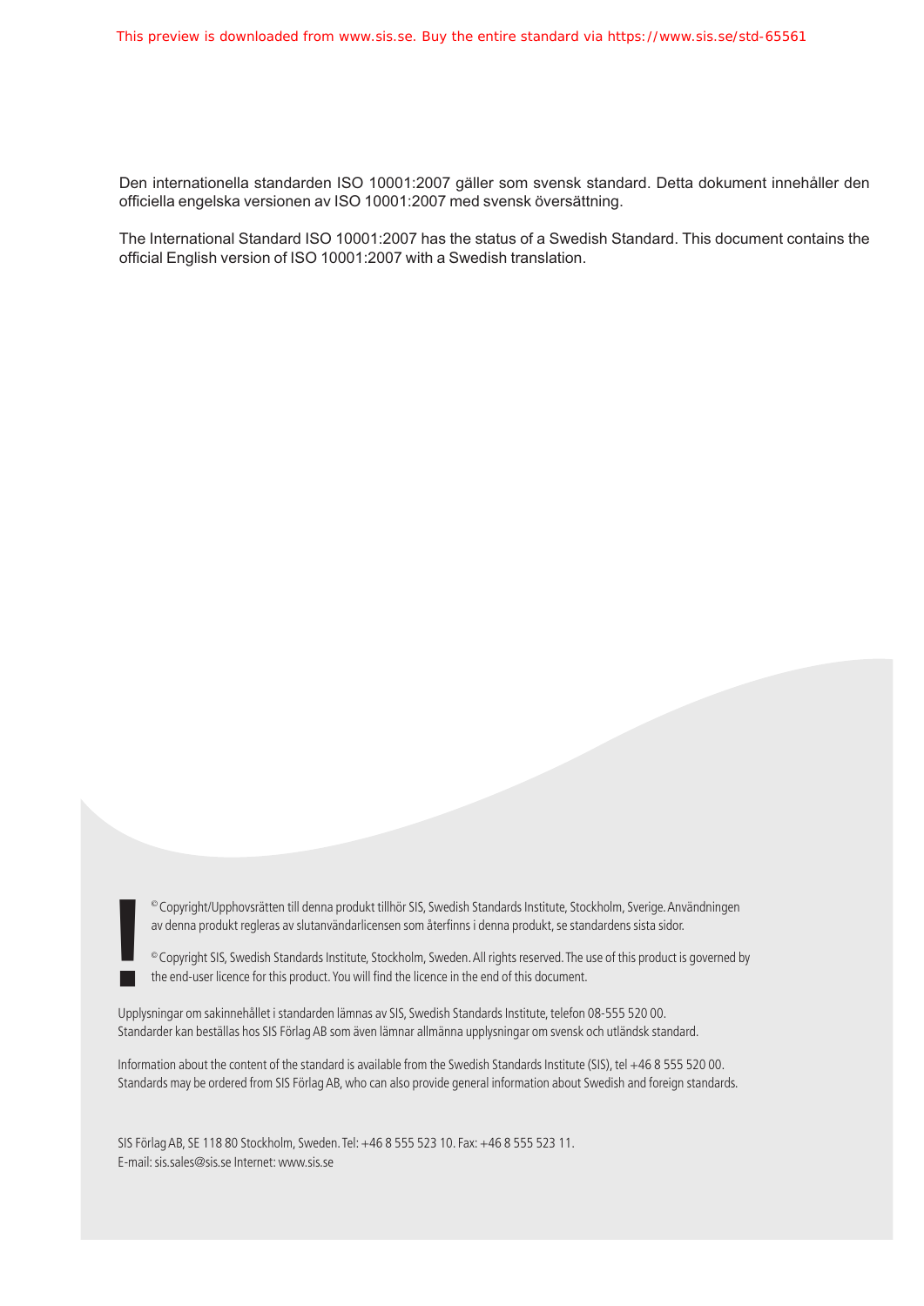Den internationella standarden ISO 10001:2007 gäller som svensk standard. Detta dokument innehåller den officiella engelska versionen av ISO 10001:2007 med svensk översättning.

The International Standard ISO 10001:2007 has the status of a Swedish Standard. This document contains the official English version of ISO 10001:2007 with a Swedish translation.

© Copyright/Upphovsrätten till denna produkt tillhör SIS, Swedish Standards Institute, Stockholm, Sverige. Användningen av denna produkt regleras av slutanvändarlicensen som återfinns i denna produkt, se standardens sista sidor.

© Copyright SIS, Swedish Standards Institute, Stockholm, Sweden. All rights reserved. The use of this product is governed by the end-user licence for this product. You will find the licence in the end of this document.

Upplysningar om sakinnehållet i standarden lämnas av SIS, Swedish Standards Institute, telefon 08-555 520 00.
Standarder kan beställas hos SIS Förlag AB som även lämnar allmänna upplysningar om svensk och utländsk standard.

Information about the content of the standard is available from the Swedish Standards Institute (SIS), tel +46 8 555 520 00.
Standards may be ordered from SIS Förlag AB, who can also provide general information about Swedish and foreign standards.

SIS Förlag AB, SE 118 80 Stockholm, Sweden. Tel: +46 8 555 523 10. Fax: +46 8 555 523 11.
E-mail: sis.sales@sis.se Internet: www.sis.se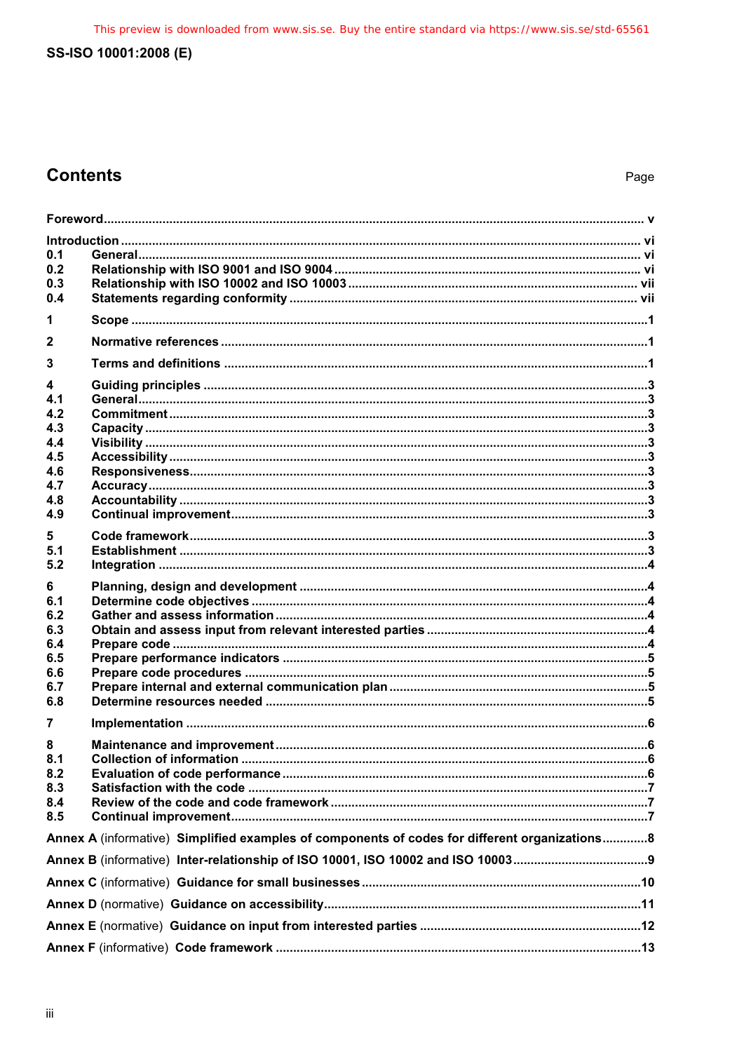# Contents

Page

Foreword ........................................................................ v

Introduction ........................................................................ vi
0.1 General ........................................................................ vi
0.2 Relationship with ISO 9001 and ISO 9004 ........................................................................ vi
0.3 Relationship with ISO 10002 and ISO 10003 ........................................................................ vii
0.4 Statements regarding conformity ........................................................................ vii

1 Scope ........................................................................ 1

2 Normative references ........................................................................ 1

3 Terms and definitions ........................................................................ 1

4 Guiding principles ........................................................................ 3
4.1 General ........................................................................ 3
4.2 Commitment ........................................................................ 3
4.3 Capacity ........................................................................ 3
4.4 Visibility ........................................................................ 3
4.5 Accessibility ........................................................................ 3
4.6 Responsiveness ........................................................................ 3
4.7 Accuracy ........................................................................ 3
4.8 Accountability ........................................................................ 3
4.9 Continual improvement ........................................................................ 3

5 Code framework ........................................................................ 3
5.1 Establishment ........................................................................ 3
5.2 Integration ........................................................................ 4

6 Planning, design and development ........................................................................ 4
6.1 Determine code objectives ........................................................................ 4
6.2 Gather and assess information ........................................................................ 4
6.3 Obtain and assess input from relevant interested parties ........................................................................ 4
6.4 Prepare code ........................................................................ 4
6.5 Prepare performance indicators ........................................................................ 5
6.6 Prepare code procedures ........................................................................ 5
6.7 Prepare internal and external communication plan ........................................................................ 5
6.8 Determine resources needed ........................................................................ 5

7 Implementation ........................................................................ 6

8 Maintenance and improvement ........................................................................ 6
8.1 Collection of information ........................................................................ 6
8.2 Evaluation of code performance ........................................................................ 6
8.3 Satisfaction with the code ........................................................................ 7
8.4 Review of the code and code framework ........................................................................ 7
8.5 Continual improvement ........................................................................ 7

Annex A (informative) Simplified examples of components of codes for different organizations ............ 8

Annex B (informative) Inter-relationship of ISO 10001, ISO 10002 and ISO 10003 ........................................ 9

Annex C (informative) Guidance for small businesses ........................................................................ 10

Annex D (normative) Guidance on accessibility ........................................................................ 11

Annex E (normative) Guidance on input from interested parties ........................................................................ 12

Annex F (informative) Code framework ........................................................................ 13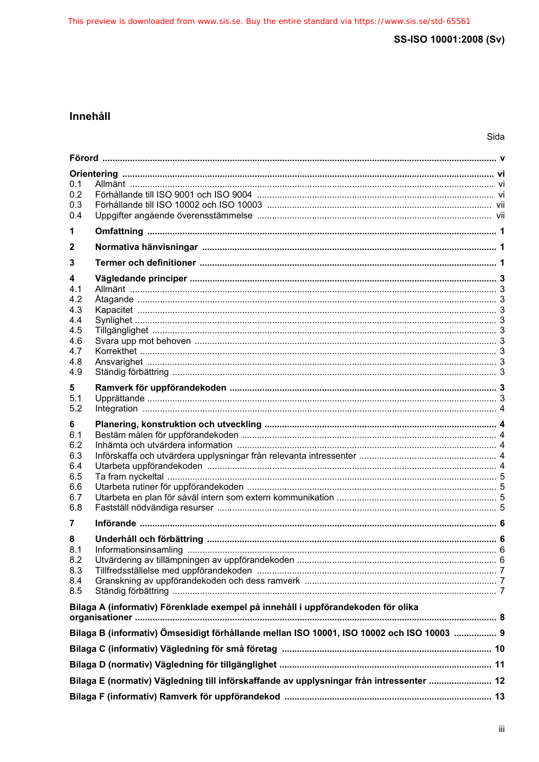## Innehåll

Sida

**Förord** ..... v

**Orientering** ..... vi
0.1 Allmänt ..... vi
0.2 Förhållande till ISO 9001 och ISO 9004 ..... vi
0.3 Förhållande till ISO 10002 och ISO 10003 ..... vii
0.4 Uppgifter angående överensstämmelse ..... vii

**1 Omfattning** ..... 1

**2 Normativa hänvisningar** ..... 1

**3 Termer och definitioner** ..... 1

**4 Vägledande principer** ..... 3
4.1 Allmänt ..... 3
4.2 Åtagande ..... 3
4.3 Kapacitet ..... 3
4.4 Synlighet ..... 3
4.5 Tillgänglighet ..... 3
4.6 Svara upp mot behoven ..... 3
4.7 Korrekthet ..... 3
4.8 Ansvarighet ..... 3
4.9 Ständig förbättring ..... 3

**5 Ramverk för uppförandekoden** ..... 3
5.1 Upprättande ..... 3
5.2 Integration ..... 4

**6 Planering, konstruktion och utveckling** ..... 4
6.1 Bestäm målen för uppförandekoden ..... 4
6.2 Inhämta och utvärdera information ..... 4
6.3 Införskaffa och utvärdera upplysningar från relevanta intressenter ..... 4
6.4 Utarbeta uppförandekoden ..... 4
6.5 Ta fram nyckeltal ..... 5
6.6 Utarbeta rutiner för uppförandekoden ..... 5
6.7 Utarbeta en plan för såväl intern som extern kommunikation ..... 5
6.8 Fastställ nödvändiga resurser ..... 5

**7 Införande** ..... 6

**8 Underhåll och förbättring** ..... 6
8.1 Informationsinsamling ..... 6
8.2 Utvärdering av tillämpningen av uppförandekoden ..... 6
8.3 Tillfredsställelse med uppförandekoden ..... 7
8.4 Granskning av uppförandekoden och dess ramverk ..... 7
8.5 Ständig förbättring ..... 7

**Bilaga A (informativ) Förenklade exempel på innehåll i uppförandekoden för olika organisationer** ..... 8

**Bilaga B (informativ) Ömsesidigt förhållande mellan ISO 10001, ISO 10002 och ISO 10003** ..... 9

**Bilaga C (informativ) Vägledning för små företag** ..... 10

**Bilaga D (normativ) Vägledning för tillgänglighet** ..... 11

**Bilaga E (normativ) Vägledning till införskaffande av upplysningar från intressenter** ..... 12

**Bilaga F (informativ) Ramverk för uppförandekod** ..... 13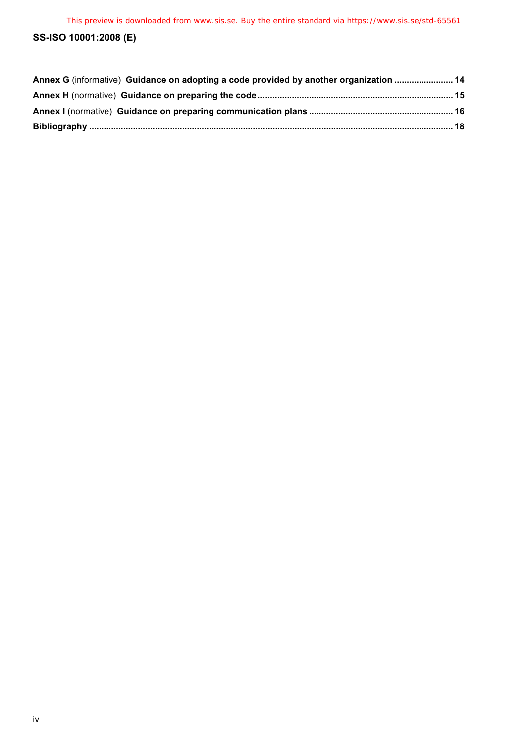**Annex G** (informative) **Guidance on adopting a code provided by another organization** ........................ 14

**Annex H** (normative) **Guidance on preparing the code** ............................................................................. 15

**Annex I** (normative) **Guidance on preparing communication plans** .......................................................... 16

**Bibliography** ................................................................................................................................................. 18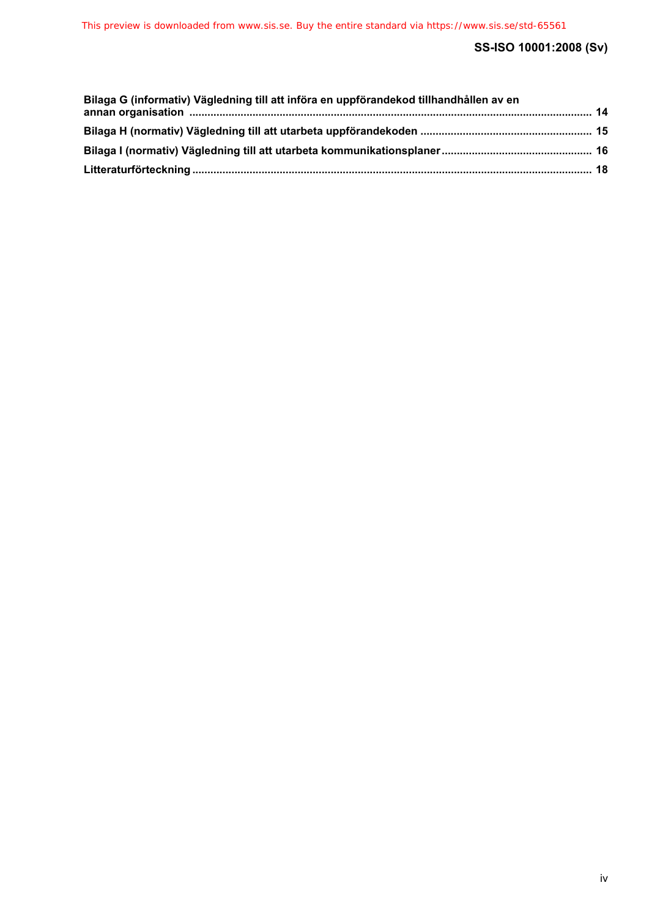**Bilaga G (informativ) Vägledning till att införa en uppförandekod tillhandhållen av en annan organisation** .......... 14

**Bilaga H (normativ) Vägledning till att utarbeta uppförandekoden** .......... 15

**Bilaga I (normativ) Vägledning till att utarbeta kommunikationsplaner** .......... 16

**Litteraturförteckning** .......... 18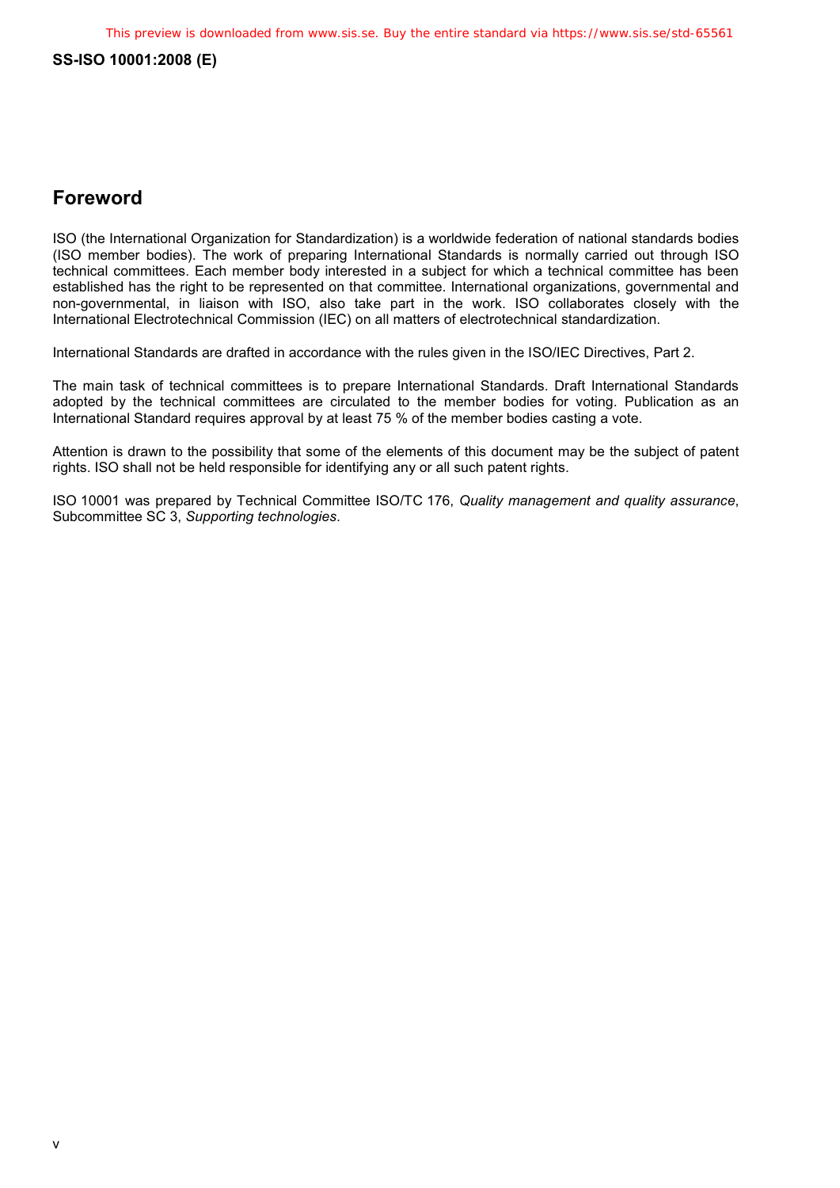## Foreword

ISO (the International Organization for Standardization) is a worldwide federation of national standards bodies (ISO member bodies). The work of preparing International Standards is normally carried out through ISO technical committees. Each member body interested in a subject for which a technical committee has been established has the right to be represented on that committee. International organizations, governmental and non-governmental, in liaison with ISO, also take part in the work. ISO collaborates closely with the International Electrotechnical Commission (IEC) on all matters of electrotechnical standardization.

International Standards are drafted in accordance with the rules given in the ISO/IEC Directives, Part 2.

The main task of technical committees is to prepare International Standards. Draft International Standards adopted by the technical committees are circulated to the member bodies for voting. Publication as an International Standard requires approval by at least 75 % of the member bodies casting a vote.

Attention is drawn to the possibility that some of the elements of this document may be the subject of patent rights. ISO shall not be held responsible for identifying any or all such patent rights.

ISO 10001 was prepared by Technical Committee ISO/TC 176, *Quality management and quality assurance*, Subcommittee SC 3, *Supporting technologies*.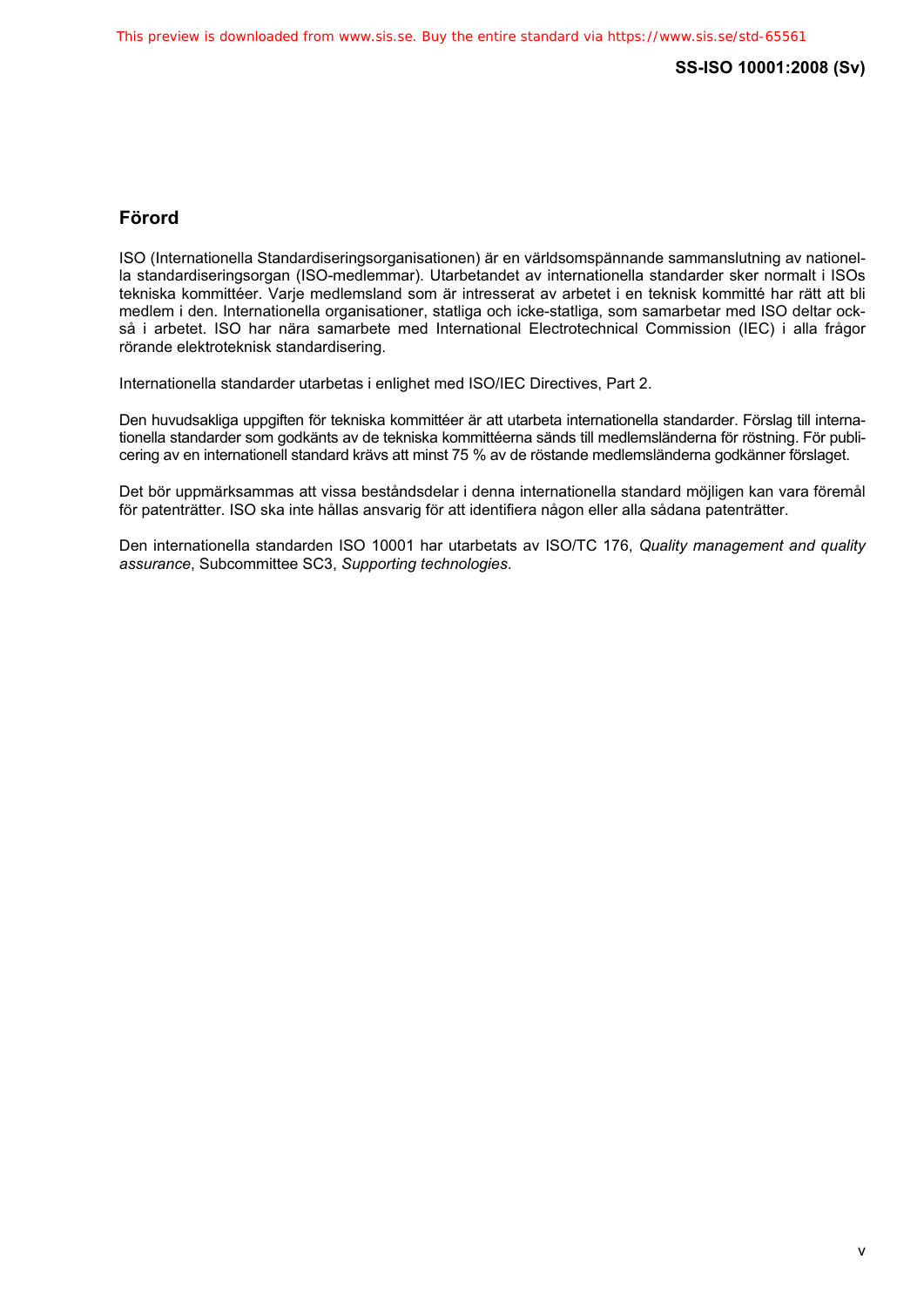## Förord

ISO (Internationella Standardiseringsorganisationen) är en världsomspännande sammanslutning av nationella standardiseringsorgan (ISO-medlemmar). Utarbetandet av internationella standarder sker normalt i ISOs tekniska kommittéer. Varje medlemsland som är intresserat av arbetet i en teknisk kommitté har rätt att bli medlem i den. Internationella organisationer, statliga och icke-statliga, som samarbetar med ISO deltar också i arbetet. ISO har nära samarbete med International Electrotechnical Commission (IEC) i alla frågor rörande elektroteknisk standardisering.

Internationella standarder utarbetas i enlighet med ISO/IEC Directives, Part 2.

Den huvudsakliga uppgiften för tekniska kommittéer är att utarbeta internationella standarder. Förslag till internationella standarder som godkänts av de tekniska kommittéerna sänds till medlemsländerna för röstning. För publicering av en internationell standard krävs att minst 75 % av de röstande medlemsländerna godkänner förslaget.

Det bör uppmärksammas att vissa beståndsdelar i denna internationella standard möjligen kan vara föremål för patenträtter. ISO ska inte hållas ansvarig för att identifiera någon eller alla sådana patenträtter.

Den internationella standarden ISO 10001 har utarbetats av ISO/TC 176, *Quality management and quality assurance*, Subcommittee SC3, *Supporting technologies*.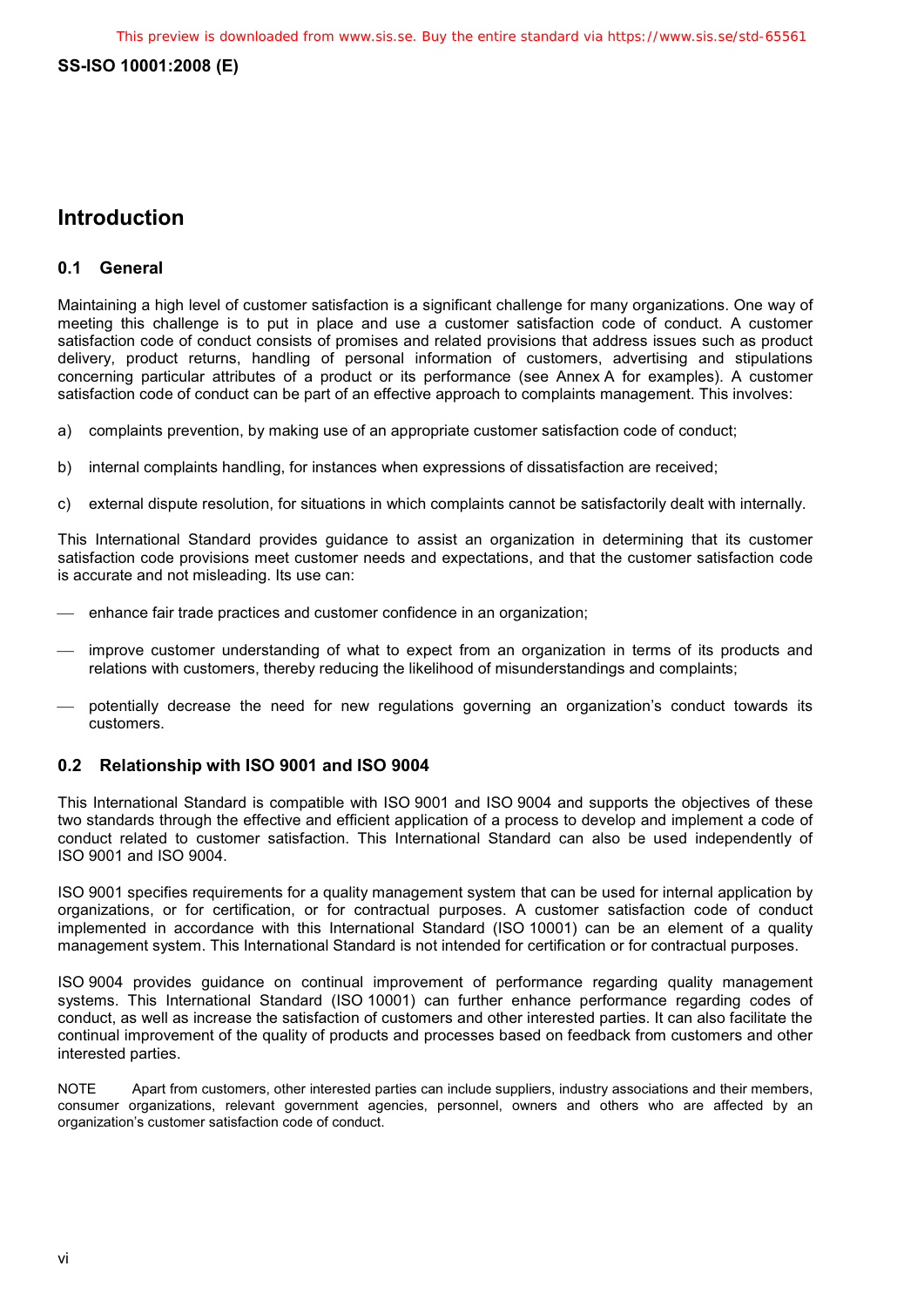# Introduction

## 0.1 General

Maintaining a high level of customer satisfaction is a significant challenge for many organizations. One way of meeting this challenge is to put in place and use a customer satisfaction code of conduct. A customer satisfaction code of conduct consists of promises and related provisions that address issues such as product delivery, product returns, handling of personal information of customers, advertising and stipulations concerning particular attributes of a product or its performance (see Annex A for examples). A customer satisfaction code of conduct can be part of an effective approach to complaints management. This involves:

a) complaints prevention, by making use of an appropriate customer satisfaction code of conduct;

b) internal complaints handling, for instances when expressions of dissatisfaction are received;

c) external dispute resolution, for situations in which complaints cannot be satisfactorily dealt with internally.

This International Standard provides guidance to assist an organization in determining that its customer satisfaction code provisions meet customer needs and expectations, and that the customer satisfaction code is accurate and not misleading. Its use can:

- enhance fair trade practices and customer confidence in an organization;
- improve customer understanding of what to expect from an organization in terms of its products and relations with customers, thereby reducing the likelihood of misunderstandings and complaints;
- potentially decrease the need for new regulations governing an organization's conduct towards its customers.

## 0.2 Relationship with ISO 9001 and ISO 9004

This International Standard is compatible with ISO 9001 and ISO 9004 and supports the objectives of these two standards through the effective and efficient application of a process to develop and implement a code of conduct related to customer satisfaction. This International Standard can also be used independently of ISO 9001 and ISO 9004.

ISO 9001 specifies requirements for a quality management system that can be used for internal application by organizations, or for certification, or for contractual purposes. A customer satisfaction code of conduct implemented in accordance with this International Standard (ISO 10001) can be an element of a quality management system. This International Standard is not intended for certification or for contractual purposes.

ISO 9004 provides guidance on continual improvement of performance regarding quality management systems. This International Standard (ISO 10001) can further enhance performance regarding codes of conduct, as well as increase the satisfaction of customers and other interested parties. It can also facilitate the continual improvement of the quality of products and processes based on feedback from customers and other interested parties.

NOTE Apart from customers, other interested parties can include suppliers, industry associations and their members, consumer organizations, relevant government agencies, personnel, owners and others who are affected by an organization's customer satisfaction code of conduct.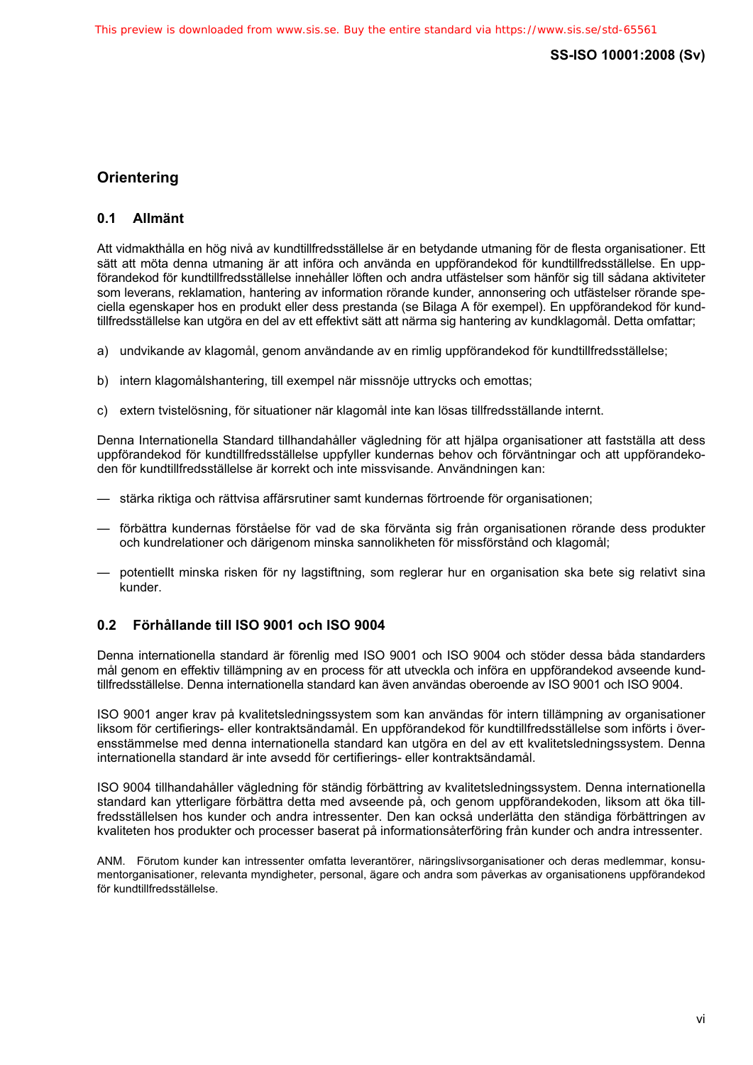# Orientering

## 0.1 Allmänt

Att vidmakthålla en hög nivå av kundtillfredsställelse är en betydande utmaning för de flesta organisationer. Ett sätt att möta denna utmaning är att införa och använda en uppförandekod för kundtillfredsställelse. En uppförandekod för kundtillfredsställelse innehåller löften och andra utfästelser som hänför sig till sådana aktiviteter som leverans, reklamation, hantering av information rörande kunder, annonsering och utfästelser rörande speciella egenskaper hos en produkt eller dess prestanda (se Bilaga A för exempel). En uppförandekod för kundtillfredsställelse kan utgöra en del av ett effektivt sätt att närma sig hantering av kundklagomål. Detta omfattar;

a) undvikande av klagomål, genom användande av en rimlig uppförandekod för kundtillfredsställelse;

b) intern klagomålshantering, till exempel när missnöje uttrycks och emottas;

c) extern tvistelösning, för situationer när klagomål inte kan lösas tillfredsställande internt.

Denna Internationella Standard tillhandahåller vägledning för att hjälpa organisationer att fastställa att dess uppförandekod för kundtillfredsställelse uppfyller kundernas behov och förväntningar och att uppförandekoden för kundtillfredsställelse är korrekt och inte missvisande. Användningen kan:

— stärka riktiga och rättvisa affärsrutiner samt kundernas förtroende för organisationen;

— förbättra kundernas förståelse för vad de ska förvänta sig från organisationen rörande dess produkter och kundrelationer och därigenom minska sannolikheten för missförstånd och klagomål;

— potentiellt minska risken för ny lagstiftning, som reglerar hur en organisation ska bete sig relativt sina kunder.

## 0.2 Förhållande till ISO 9001 och ISO 9004

Denna internationella standard är förenlig med ISO 9001 och ISO 9004 och stöder dessa båda standarders mål genom en effektiv tillämpning av en process för att utveckla och införa en uppförandekod avseende kundtillfredsställelse. Denna internationella standard kan även användas oberoende av ISO 9001 och ISO 9004.

ISO 9001 anger krav på kvalitetsledningssystem som kan användas för intern tillämpning av organisationer liksom för certifierings- eller kontraktsändamål. En uppförandekod för kundtillfredsställelse som införts i överensstämmelse med denna internationella standard kan utgöra en del av ett kvalitetsledningssystem. Denna internationella standard är inte avsedd för certifierings- eller kontraktsändamål.

ISO 9004 tillhandahåller vägledning för ständig förbättring av kvalitetsledningssystem. Denna internationella standard kan ytterligare förbättra detta med avseende på, och genom uppförandekoden, liksom att öka tillfredsställelsen hos kunder och andra intressenter. Den kan också underlätta den ständiga förbättringen av kvaliteten hos produkter och processer baserat på informationsåterföring från kunder och andra intressenter.

ANM. Förutom kunder kan intressenter omfatta leverantörer, näringslivsorganisationer och deras medlemmar, konsumentorganisationer, relevanta myndigheter, personal, ägare och andra som påverkas av organisationens uppförandekod för kundtillfredsställelse.